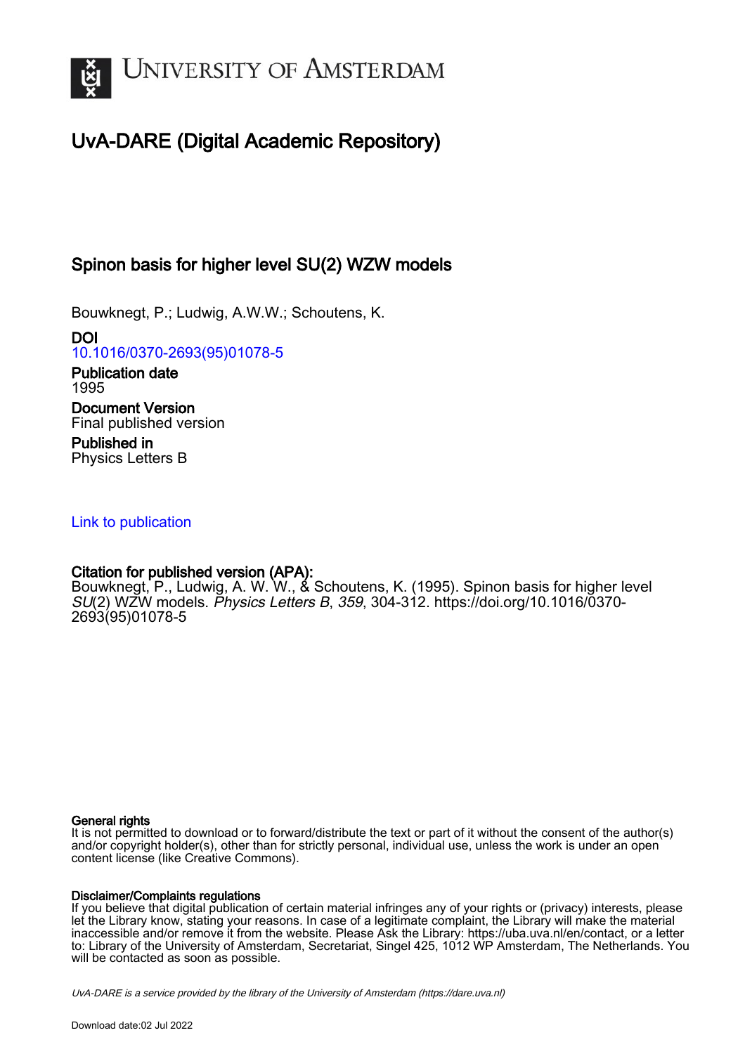# UNIVERSITY OF AMSTERDAM

## UvA-DARE (Digital Academic Repository)

### Spinon basis for higher level SU(2) WZW models

Bouwknegt, P.; Ludwig, A.W.W.; Schoutens, K.

**DOI**
10.1016/0370-2693(95)01078-5

**Publication date**
1995

**Document Version**
Final published version

**Published in**
Physics Letters B

Link to publication

**Citation for published version (APA):**
Bouwknegt, P., Ludwig, A. W. W., & Schoutens, K. (1995). Spinon basis for higher level *SU*(2) WZW models. *Physics Letters B*, *359*, 304-312. https://doi.org/10.1016/0370-2693(95)01078-5

**General rights**
It is not permitted to download or to forward/distribute the text or part of it without the consent of the author(s) and/or copyright holder(s), other than for strictly personal, individual use, unless the work is under an open content license (like Creative Commons).

**Disclaimer/Complaints regulations**
If you believe that digital publication of certain material infringes any of your rights or (privacy) interests, please let the Library know, stating your reasons. In case of a legitimate complaint, the Library will make the material inaccessible and/or remove it from the website. Please Ask the Library: https://uba.uva.nl/en/contact, or a letter to: Library of the University of Amsterdam, Secretariat, Singel 425, 1012 WP Amsterdam, The Netherlands. You will be contacted as soon as possible.

UvA-DARE is a service provided by the library of the University of Amsterdam (https://dare.uva.nl)

Download date:02 Jul 2022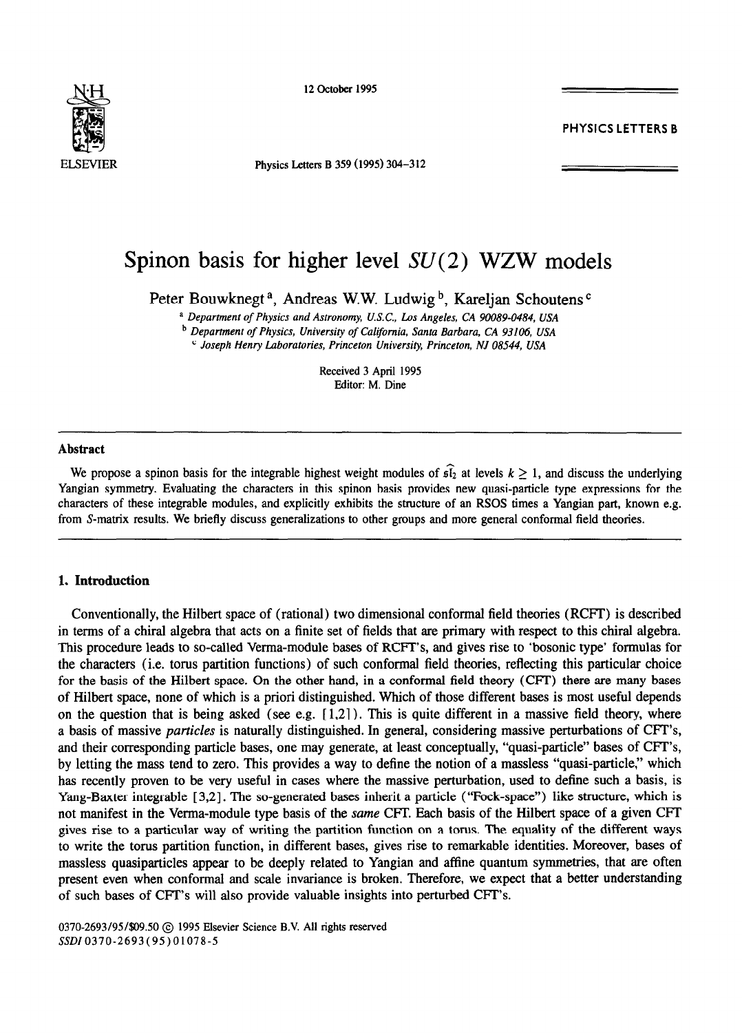# Spinon basis for higher level $SU(2)$ WZW models

Peter Bouwknegt [a], Andreas W.W. Ludwig [b], Kareljan Schoutens [c]

[a] *Department of Physics and Astronomy, U.S.C., Los Angeles, CA 90089-0484, USA*
[b] *Department of Physics, University of California, Santa Barbara, CA 93106, USA*
[c] *Joseph Henry Laboratories, Princeton University, Princeton, NJ 08544, USA*

Received 3 April 1995
Editor: M. Dine

## Abstract

We propose a spinon basis for the integrable highest weight modules of $\widehat{sl}_2$ at levels $k \geq 1$, and discuss the underlying Yangian symmetry. Evaluating the characters in this spinon basis provides new quasi-particle type expressions for the characters of these integrable modules, and explicitly exhibits the structure of an RSOS times a Yangian part, known e.g. from $S$-matrix results. We briefly discuss generalizations to other groups and more general conformal field theories.

## 1. Introduction

Conventionally, the Hilbert space of (rational) two dimensional conformal field theories (RCFT) is described in terms of a chiral algebra that acts on a finite set of fields that are primary with respect to this chiral algebra. This procedure leads to so-called Verma-module bases of RCFT's, and gives rise to 'bosonic type' formulas for the characters (i.e. torus partition functions) of such conformal field theories, reflecting this particular choice for the basis of the Hilbert space. On the other hand, in a conformal field theory (CFT) there are many bases of Hilbert space, none of which is a priori distinguished. Which of those different bases is most useful depends on the question that is being asked (see e.g. [1,2]). This is quite different in a massive field theory, where a basis of massive *particles* is naturally distinguished. In general, considering massive perturbations of CFT's, and their corresponding particle bases, one may generate, at least conceptually, "quasi-particle" bases of CFT's, by letting the mass tend to zero. This provides a way to define the notion of a massless "quasi-particle," which has recently proven to be very useful in cases where the massive perturbation, used to define such a basis, is Yang-Baxter integrable [3,2]. The so-generated bases inherit a particle ("Fock-space") like structure, which is not manifest in the Verma-module type basis of the *same* CFT. Each basis of the Hilbert space of a given CFT gives rise to a particular way of writing the partition function on a torus. The equality of the different ways to write the torus partition function, in different bases, gives rise to remarkable identities. Moreover, bases of massless quasiparticles appear to be deeply related to Yangian and affine quantum symmetries, that are often present even when conformal and scale invariance is broken. Therefore, we expect that a better understanding of such bases of CFT's will also provide valuable insights into perturbed CFT's.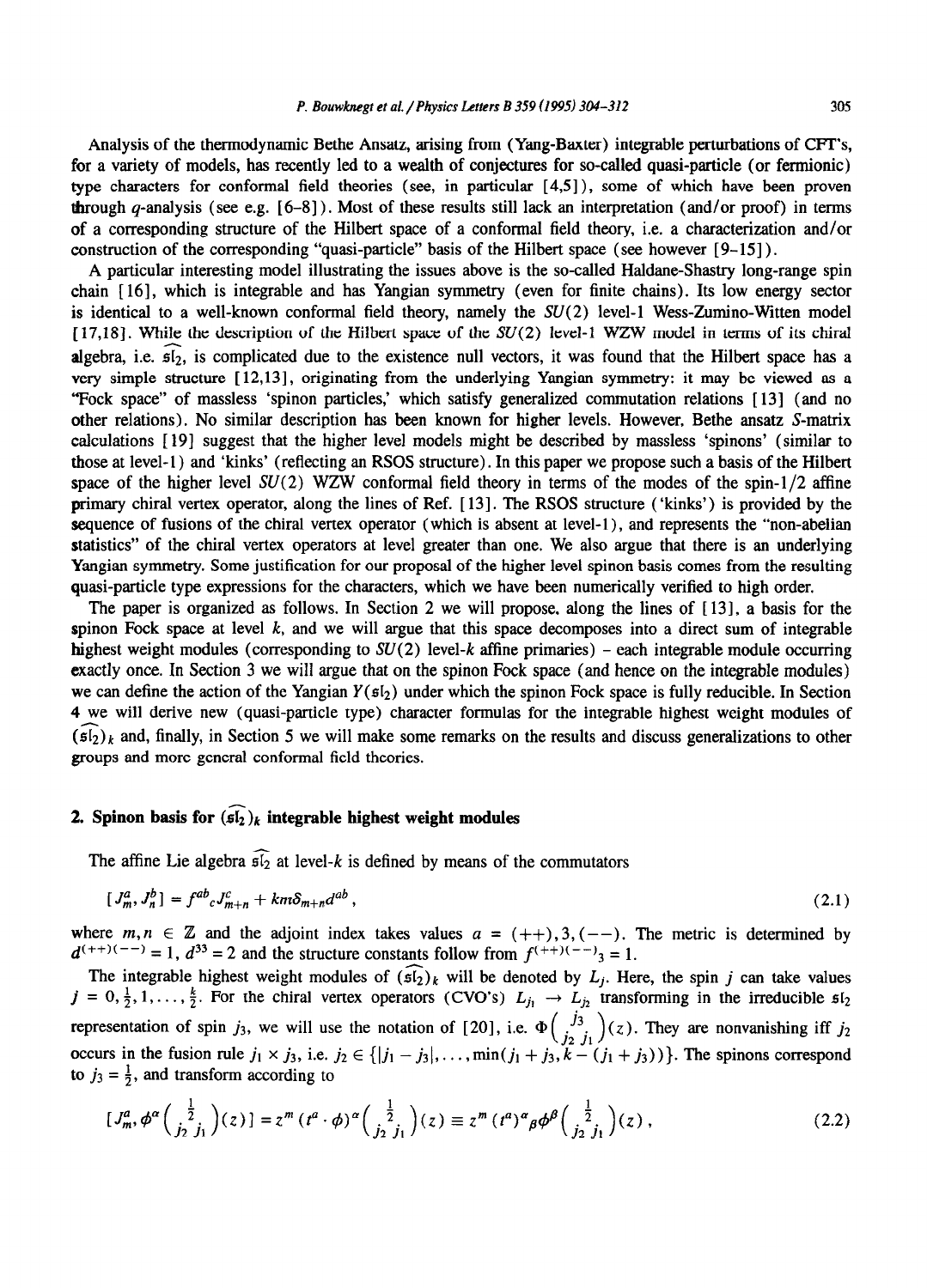Analysis of the thermodynamic Bethe Ansatz, arising from (Yang-Baxter) integrable perturbations of CFT's, for a variety of models, has recently led to a wealth of conjectures for so-called quasi-particle (or fermionic) type characters for conformal field theories (see, in particular [4,5]), some of which have been proven through $q$-analysis (see e.g. [6–8]). Most of these results still lack an interpretation (and/or proof) in terms of a corresponding structure of the Hilbert space of a conformal field theory, i.e. a characterization and/or construction of the corresponding "quasi-particle" basis of the Hilbert space (see however [9–15]).

A particular interesting model illustrating the issues above is the so-called Haldane-Shastry long-range spin chain [16], which is integrable and has Yangian symmetry (even for finite chains). Its low energy sector is identical to a well-known conformal field theory, namely the $SU(2)$ level-1 Wess-Zumino-Witten model [17,18]. While the description of the Hilbert space of the $SU(2)$ level-1 WZW model in terms of its chiral algebra, i.e. $\widehat{\mathfrak{sl}}_2$, is complicated due to the existence null vectors, it was found that the Hilbert space has a very simple structure [12,13], originating from the underlying Yangian symmetry: it may be viewed as a "Fock space" of massless 'spinon particles,' which satisfy generalized commutation relations [13] (and no other relations). No similar description has been known for higher levels. However, Bethe ansatz $S$-matrix calculations [19] suggest that the higher level models might be described by massless 'spinons' (similar to those at level-1) and 'kinks' (reflecting an RSOS structure). In this paper we propose such a basis of the Hilbert space of the higher level $SU(2)$ WZW conformal field theory in terms of the modes of the spin-1/2 affine primary chiral vertex operator, along the lines of Ref. [13]. The RSOS structure ('kinks') is provided by the sequence of fusions of the chiral vertex operator (which is absent at level-1), and represents the "non-abelian statistics" of the chiral vertex operators at level greater than one. We also argue that there is an underlying Yangian symmetry. Some justification for our proposal of the higher level spinon basis comes from the resulting quasi-particle type expressions for the characters, which we have been numerically verified to high order.

The paper is organized as follows. In Section 2 we will propose, along the lines of [13], a basis for the spinon Fock space at level $k$, and we will argue that this space decomposes into a direct sum of integrable highest weight modules (corresponding to $SU(2)$ level-$k$ affine primaries) – each integrable module occurring exactly once. In Section 3 we will argue that on the spinon Fock space (and hence on the integrable modules) we can define the action of the Yangian $Y(\mathfrak{sl}_2)$ under which the spinon Fock space is fully reducible. In Section 4 we will derive new (quasi-particle type) character formulas for the integrable highest weight modules of $(\widehat{\mathfrak{sl}}_2)_k$ and, finally, in Section 5 we will make some remarks on the results and discuss generalizations to other groups and more general conformal field theories.

## 2. Spinon basis for $(\widehat{\mathfrak{sl}}_2)_k$ integrable highest weight modules

The affine Lie algebra $\widehat{\mathfrak{sl}}_2$ at level-$k$ is defined by means of the commutators

$$[J_m^a, J_n^b] = f^{ab}{}_c J_{m+n}^c + km\delta_{m+n} d^{ab}\,, \tag{2.1}$$

where $m,n \in \mathbb{Z}$ and the adjoint index takes values $a = (++), 3, (--)$. The metric is determined by $d^{(++)(--)} = 1$, $d^{33} = 2$ and the structure constants follow from $f^{(++)(--)}{}_3 = 1$.

The integrable highest weight modules of $(\widehat{\mathfrak{sl}}_2)_k$ will be denoted by $L_j$. Here, the spin $j$ can take values $j = 0, \frac{1}{2}, 1, \ldots, \frac{k}{2}$. For the chiral vertex operators (CVO's) $L_{j_1} \to L_{j_2}$ transforming in the irreducible $\mathfrak{sl}_2$ representation of spin $j_3$, we will use the notation of [20], i.e. $\Phi\begin{pmatrix} j_3 \\ j_2\ j_1 \end{pmatrix}(z)$. They are nonvanishing iff $j_2$ occurs in the fusion rule $j_1 \times j_3$, i.e. $j_2 \in \{|j_1 - j_3|, \ldots, \min(j_1 + j_3, k - (j_1 + j_3))\}$. The spinons correspond to $j_3 = \frac{1}{2}$, and transform according to

$$[J_m^a, \phi^\alpha\begin{pmatrix} \frac{1}{2} \\ j_2\ j_1 \end{pmatrix}(z)] = z^m (t^a \cdot \phi)^\alpha \begin{pmatrix} \frac{1}{2} \\ j_2\ j_1 \end{pmatrix}(z) \equiv z^m (t^a)^\alpha{}_\beta \phi^\beta \begin{pmatrix} \frac{1}{2} \\ j_2\ j_1 \end{pmatrix}(z)\,, \tag{2.2}$$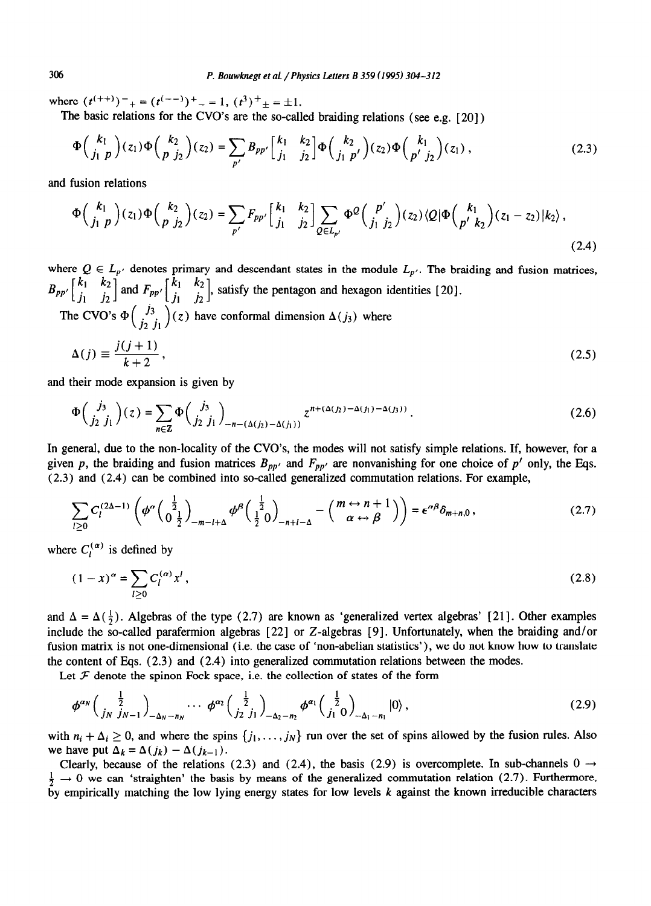where $(t^{(++)})^-{}_+ = (t^{(--)})^+{}_- = 1$, $(t^3)^+{}_\pm = \pm 1$.

The basic relations for the CVO's are the so-called braiding relations (see e.g. [20])

$$\Phi\begin{pmatrix} k_1 \\ j_1 \; p \end{pmatrix}(z_1)\Phi\begin{pmatrix} k_2 \\ p \; j_2 \end{pmatrix}(z_2) = \sum_{p'} B_{pp'}\begin{bmatrix} k_1 & k_2 \\ j_1 & j_2 \end{bmatrix}\Phi\begin{pmatrix} k_2 \\ j_1 \; p' \end{pmatrix}(z_2)\Phi\begin{pmatrix} k_1 \\ p' \; j_2 \end{pmatrix}(z_1), \tag{2.3}$$

and fusion relations

$$\Phi\begin{pmatrix} k_1 \\ j_1 \; p \end{pmatrix}(z_1)\Phi\begin{pmatrix} k_2 \\ p \; j_2 \end{pmatrix}(z_2) = \sum_{p'} F_{pp'}\begin{bmatrix} k_1 & k_2 \\ j_1 & j_2 \end{bmatrix}\sum_{Q\in L_{p'}} \Phi^Q\begin{pmatrix} p' \\ j_1 \; j_2 \end{pmatrix}(z_2)\langle Q|\Phi\begin{pmatrix} k_1 \\ p' \; k_2 \end{pmatrix}(z_1-z_2)|k_2\rangle, \tag{2.4}$$

where $Q \in L_{p'}$ denotes primary and descendant states in the module $L_{p'}$. The braiding and fusion matrices, $B_{pp'}\begin{bmatrix} k_1 & k_2 \\ j_1 & j_2 \end{bmatrix}$ and $F_{pp'}\begin{bmatrix} k_1 & k_2 \\ j_1 & j_2 \end{bmatrix}$, satisfy the pentagon and hexagon identities [20].

The CVO's $\Phi\begin{pmatrix} j_3 \\ j_2 \; j_1 \end{pmatrix}(z)$ have conformal dimension $\Delta(j_3)$ where

$$\Delta(j) \equiv \frac{j(j+1)}{k+2}, \tag{2.5}$$

and their mode expansion is given by

$$\Phi\begin{pmatrix} j_3 \\ j_2 \; j_1 \end{pmatrix}(z) = \sum_{n\in\mathbb{Z}} \Phi\begin{pmatrix} j_3 \\ j_2 \; j_1 \end{pmatrix}_{-n-(\Delta(j_2)-\Delta(j_1))} z^{n+(\Delta(j_2)-\Delta(j_1)-\Delta(j_3))}. \tag{2.6}$$

In general, due to the non-locality of the CVO's, the modes will not satisfy simple relations. If, however, for a given $p$, the braiding and fusion matrices $B_{pp'}$ and $F_{pp'}$ are nonvanishing for one choice of $p'$ only, the Eqs. (2.3) and (2.4) can be combined into so-called generalized commutation relations. For example,

$$\sum_{l\geq 0} C_l^{(2\Delta-1)}\left(\phi^\alpha\begin{pmatrix} \frac{1}{2} \\ 0 \; \frac{1}{2} \end{pmatrix}_{-m-l+\Delta}\phi^\beta\begin{pmatrix} \frac{1}{2} \\ \frac{1}{2} \; 0 \end{pmatrix}_{-n+l-\Delta} - \begin{pmatrix} m\leftrightarrow n+1 \\ \alpha\leftrightarrow\beta \end{pmatrix}\right) = \epsilon^{\alpha\beta}\delta_{m+n,0}, \tag{2.7}$$

where $C_l^{(\alpha)}$ is defined by

$$(1-x)^\alpha = \sum_{l\geq 0} C_l^{(\alpha)} x^l, \tag{2.8}$$

and $\Delta = \Delta(\frac{1}{2})$. Algebras of the type (2.7) are known as 'generalized vertex algebras' [21]. Other examples include the so-called parafermion algebras [22] or Z-algebras [9]. Unfortunately, when the braiding and/or fusion matrix is not one-dimensional (i.e. the case of 'non-abelian statistics'), we do not know how to translate the content of Eqs. (2.3) and (2.4) into generalized commutation relations between the modes.

Let $\mathcal{F}$ denote the spinon Fock space, i.e. the collection of states of the form

$$\phi^{\alpha_N}\begin{pmatrix} \frac{1}{2} \\ j_N \; j_{N-1} \end{pmatrix}_{-\Delta_N-n_N} \cdots \phi^{\alpha_2}\begin{pmatrix} \frac{1}{2} \\ j_2 \; j_1 \end{pmatrix}_{-\Delta_2-n_2}\phi^{\alpha_1}\begin{pmatrix} \frac{1}{2} \\ j_1 \; 0 \end{pmatrix}_{-\Delta_1-n_1}|0\rangle, \tag{2.9}$$

with $n_i + \Delta_i \geq 0$, and where the spins $\{j_1,\dots,j_N\}$ run over the set of spins allowed by the fusion rules. Also we have put $\Delta_k = \Delta(j_k) - \Delta(j_{k-1})$.

Clearly, because of the relations (2.3) and (2.4), the basis (2.9) is overcomplete. In sub-channels $0 \to \frac{1}{2} \to 0$ we can 'straighten' the basis by means of the generalized commutation relation (2.7). Furthermore, by empirically matching the low lying energy states for low levels $k$ against the known irreducible characters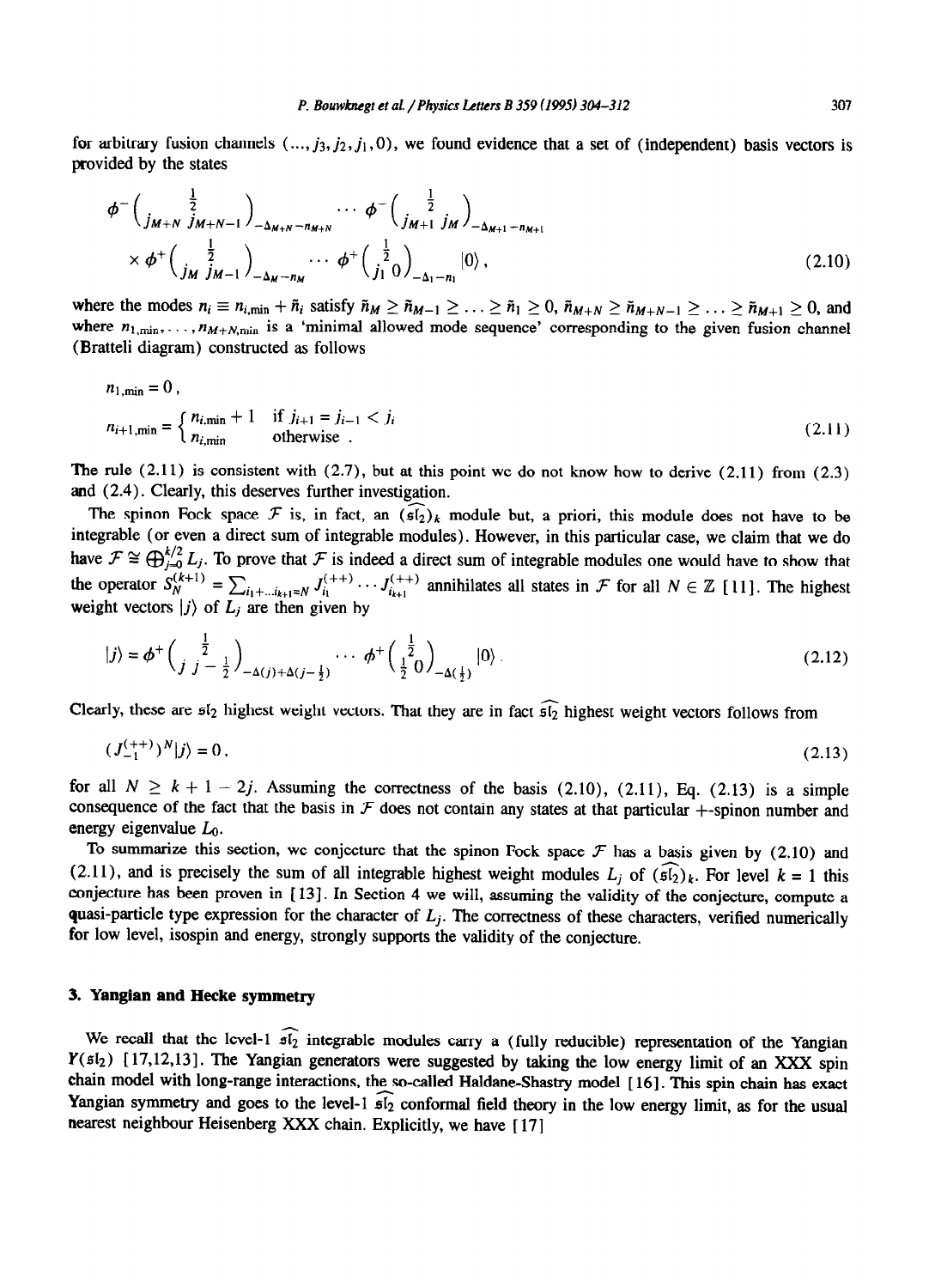for arbitrary fusion channels $(\ldots, j_3, j_2, j_1, 0)$, we found evidence that a set of (independent) basis vectors is provided by the states

$$
\phi^-\begin{pmatrix} \frac{1}{2} \\ j_{M+N} \; j_{M+N-1} \end{pmatrix}_{-\Delta_{M+N}-n_{M+N}} \cdots \phi^-\begin{pmatrix} \frac{1}{2} \\ j_{M+1} \; j_M \end{pmatrix}_{-\Delta_{M+1}-n_{M+1}}
\times \phi^+\begin{pmatrix} \frac{1}{2} \\ j_M \; j_{M-1} \end{pmatrix}_{-\Delta_M-n_M} \cdots \phi^+\begin{pmatrix} \frac{1}{2} \\ j_1 \; 0 \end{pmatrix}_{-\Delta_1-n_1} |0\rangle , \tag{2.10}
$$

where the modes $n_i \equiv n_{i,\min} + \tilde{n}_i$ satisfy $\tilde{n}_M \geq \tilde{n}_{M-1} \geq \ldots \geq \tilde{n}_1 \geq 0$, $\tilde{n}_{M+N} \geq \tilde{n}_{M+N-1} \geq \ldots \geq \tilde{n}_{M+1} \geq 0$, and where $n_{1,\min}, \ldots, n_{M+N,\min}$ is a 'minimal allowed mode sequence' corresponding to the given fusion channel (Bratteli diagram) constructed as follows

$$
n_{1,\min} = 0 ,
$$

$$
n_{i+1,\min} = \begin{cases} n_{i,\min} + 1 & \text{if } j_{i+1} = j_{i-1} < j_i \\ n_{i,\min} & \text{otherwise} . \end{cases} \tag{2.11}
$$

The rule (2.11) is consistent with (2.7), but at this point we do not know how to derive (2.11) from (2.3) and (2.4). Clearly, this deserves further investigation.

The spinon Fock space $\mathcal{F}$ is, in fact, an $(\widehat{\mathfrak{sl}_2})_k$ module but, a priori, this module does not have to be integrable (or even a direct sum of integrable modules). However, in this particular case, we claim that we do have $\mathcal{F} \cong \bigoplus_{j=0}^{k/2} L_j$. To prove that $\mathcal{F}$ is indeed a direct sum of integrable modules one would have to show that the operator $S_N^{(k+1)} = \sum_{i_1+\ldots i_{k+1}=N} J_{i_1}^{(++)} \cdots J_{i_{k+1}}^{(++)}$ annihilates all states in $\mathcal{F}$ for all $N \in \mathbb{Z}$ [11]. The highest weight vectors $|j\rangle$ of $L_j$ are then given by

$$
|j\rangle = \phi^+\begin{pmatrix} \frac{1}{2} \\ j \; j-\frac{1}{2} \end{pmatrix}_{-\Delta(j)+\Delta(j-\frac{1}{2})} \cdots \phi^+\begin{pmatrix} \frac{1}{2} \\ \frac{1}{2} \; 0 \end{pmatrix}_{-\Delta(\frac{1}{2})} |0\rangle . \tag{2.12}
$$

Clearly, these are $\mathfrak{sl}_2$ highest weight vectors. That they are in fact $\widehat{\mathfrak{sl}_2}$ highest weight vectors follows from

$$
(J_{-1}^{(++)})^N |j\rangle = 0 , \tag{2.13}
$$

for all $N \geq k + 1 - 2j$. Assuming the correctness of the basis (2.10), (2.11), Eq. (2.13) is a simple consequence of the fact that the basis in $\mathcal{F}$ does not contain any states at that particular +-spinon number and energy eigenvalue $L_0$.

To summarize this section, we conjecture that the spinon Fock space $\mathcal{F}$ has a basis given by (2.10) and (2.11), and is precisely the sum of all integrable highest weight modules $L_j$ of $(\widehat{\mathfrak{sl}_2})_k$. For level $k = 1$ this conjecture has been proven in [13]. In Section 4 we will, assuming the validity of the conjecture, compute a quasi-particle type expression for the character of $L_j$. The correctness of these characters, verified numerically for low level, isospin and energy, strongly supports the validity of the conjecture.

## 3. Yangian and Hecke symmetry

We recall that the level-1 $\widehat{\mathfrak{sl}_2}$ integrable modules carry a (fully reducible) representation of the Yangian $Y(\mathfrak{sl}_2)$ [17,12,13]. The Yangian generators were suggested by taking the low energy limit of an XXX spin chain model with long-range interactions, the so-called Haldane-Shastry model [16]. This spin chain has exact Yangian symmetry and goes to the level-1 $\widehat{\mathfrak{sl}_2}$ conformal field theory in the low energy limit, as for the usual nearest neighbour Heisenberg XXX chain. Explicitly, we have [17]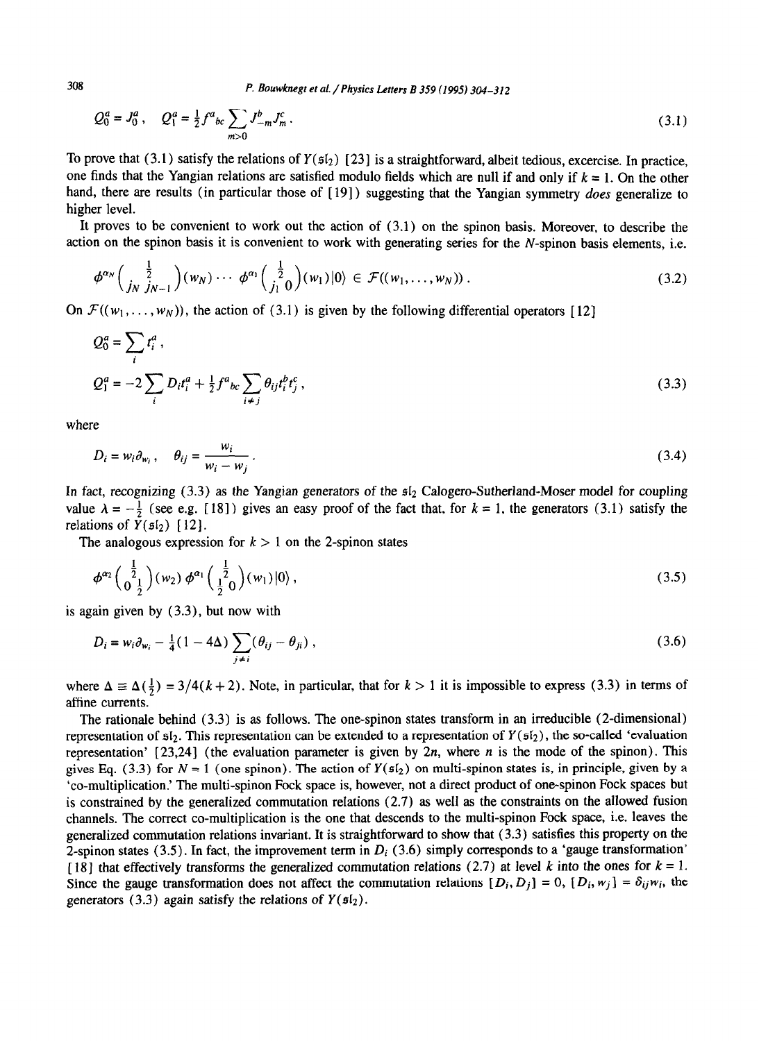$$Q_0^a = J_0^a \,, \quad Q_1^a = \tfrac{1}{2} f^a{}_{bc} \sum_{m>0} J_{-m}^b J_m^c \,. \tag{3.1}$$

To prove that (3.1) satisfy the relations of $Y(\mathfrak{sl}_2)$ [23] is a straightforward, albeit tedious, excercise. In practice, one finds that the Yangian relations are satisfied modulo fields which are null if and only if $k = 1$. On the other hand, there are results (in particular those of [19]) suggesting that the Yangian symmetry *does* generalize to higher level.

It proves to be convenient to work out the action of (3.1) on the spinon basis. Moreover, to describe the action on the spinon basis it is convenient to work with generating series for the $N$-spinon basis elements, i.e.

$$\phi^{\alpha_N} \begin{pmatrix} & \frac{1}{2} & \\ j_N & & j_{N-1} \end{pmatrix} (w_N) \cdots \phi^{\alpha_1} \begin{pmatrix} & \frac{1}{2} & \\ j_1 & & 0 \end{pmatrix} (w_1) |0\rangle \in \mathcal{F}((w_1, \ldots, w_N)) \,. \tag{3.2}$$

On $\mathcal{F}((w_1, \ldots, w_N))$, the action of (3.1) is given by the following differential operators [12]

$$\begin{aligned} Q_0^a &= \sum_i t_i^a \,, \\ Q_1^a &= -2 \sum_i D_i t_i^a + \tfrac{1}{2} f^a{}_{bc} \sum_{i \neq j} \theta_{ij} t_i^b t_j^c \,, \end{aligned} \tag{3.3}$$

where

$$D_i = w_i \partial_{w_i} \,, \quad \theta_{ij} = \frac{w_i}{w_i - w_j} \,. \tag{3.4}$$

In fact, recognizing (3.3) as the Yangian generators of the $\mathfrak{sl}_2$ Calogero-Sutherland-Moser model for coupling value $\lambda = -\frac{1}{2}$ (see e.g. [18]) gives an easy proof of the fact that, for $k = 1$, the generators (3.1) satisfy the relations of $Y(\mathfrak{sl}_2)$ [12].

The analogous expression for $k > 1$ on the 2-spinon states

$$\phi^{\alpha_2} \begin{pmatrix} & \frac{1}{2} & \\ 0 & & \frac{1}{2} \end{pmatrix} (w_2) \, \phi^{\alpha_1} \begin{pmatrix} & \frac{1}{2} & \\ \frac{1}{2} & & 0 \end{pmatrix} (w_1) |0\rangle \,, \tag{3.5}$$

is again given by (3.3), but now with

$$D_i = w_i \partial_{w_i} - \tfrac{1}{4} (1 - 4\Delta) \sum_{j \neq i} (\theta_{ij} - \theta_{ji}) \,, \tag{3.6}$$

where $\Delta \equiv \Delta(\frac{1}{2}) = 3/4(k+2)$. Note, in particular, that for $k > 1$ it is impossible to express (3.3) in terms of affine currents.

The rationale behind (3.3) is as follows. The one-spinon states transform in an irreducible (2-dimensional) representation of $\mathfrak{sl}_2$. This representation can be extended to a representation of $Y(\mathfrak{sl}_2)$, the so-called 'evaluation representation' [23,24] (the evaluation parameter is given by $2n$, where $n$ is the mode of the spinon). This gives Eq. (3.3) for $N = 1$ (one spinon). The action of $Y(\mathfrak{sl}_2)$ on multi-spinon states is, in principle, given by a 'co-multiplication.' The multi-spinon Fock space is, however, not a direct product of one-spinon Fock spaces but is constrained by the generalized commutation relations (2.7) as well as the constraints on the allowed fusion channels. The correct co-multiplication is the one that descends to the multi-spinon Fock space, i.e. leaves the generalized commutation relations invariant. It is straightforward to show that (3.3) satisfies this property on the 2-spinon states (3.5). In fact, the improvement term in $D_i$ (3.6) simply corresponds to a 'gauge transformation' [18] that effectively transforms the generalized commutation relations (2.7) at level $k$ into the ones for $k = 1$. Since the gauge transformation does not affect the commutation relations $[D_i, D_j] = 0$, $[D_i, w_j] = \delta_{ij} w_i$, the generators (3.3) again satisfy the relations of $Y(\mathfrak{sl}_2)$.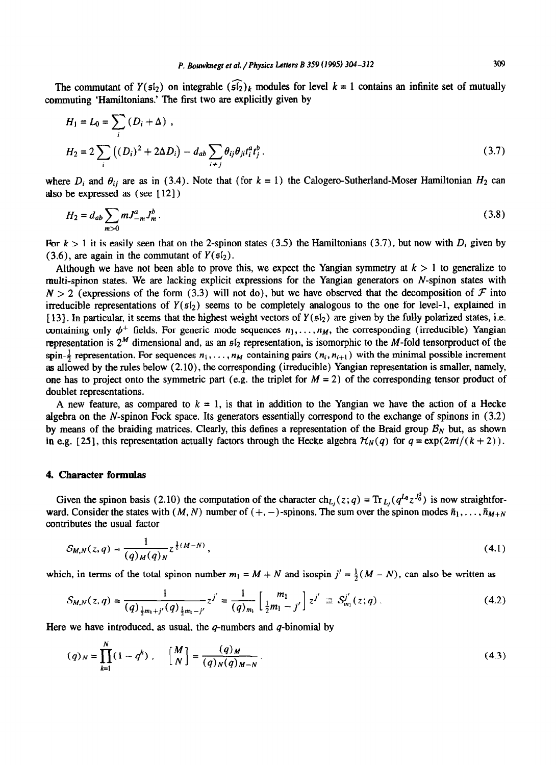The commutant of $Y(\mathfrak{sl}_2)$ on integrable $(\widehat{\mathfrak{sl}_2})_k$ modules for level $k = 1$ contains an infinite set of mutually commuting 'Hamiltonians.' The first two are explicitly given by

$$
\begin{aligned}
H_1 &= L_0 = \sum_i (D_i + \Delta) , \\
H_2 &= 2 \sum_i \left( (D_i)^2 + 2\Delta D_i \right) - d_{ab} \sum_{i \neq j} \theta_{ij} \theta_{ji} t_i^a t_j^b .
\end{aligned}
\tag{3.7}
$$

where $D_i$ and $\theta_{ij}$ are as in (3.4). Note that (for $k = 1$) the Calogero-Sutherland-Moser Hamiltonian $H_2$ can also be expressed as (see [12])

$$
H_2 = d_{ab} \sum_{m>0} m J_{-m}^a J_m^b . \tag{3.8}
$$

For $k > 1$ it is easily seen that on the 2-spinon states (3.5) the Hamiltonians (3.7), but now with $D_i$ given by (3.6), are again in the commutant of $Y(\mathfrak{sl}_2)$.

Although we have not been able to prove this, we expect the Yangian symmetry at $k > 1$ to generalize to multi-spinon states. We are lacking explicit expressions for the Yangian generators on $N$-spinon states with $N > 2$ (expressions of the form (3.3) will not do), but we have observed that the decomposition of $\mathcal{F}$ into irreducible representations of $Y(\mathfrak{sl}_2)$ seems to be completely analogous to the one for level-1, explained in [13]. In particular, it seems that the highest weight vectors of $Y(\mathfrak{sl}_2)$ are given by the fully polarized states, i.e. containing only $\phi^+$ fields. For generic mode sequences $n_1, \ldots, n_M$, the corresponding (irreducible) Yangian representation is $2^M$ dimensional and, as an $\mathfrak{sl}_2$ representation, is isomorphic to the $M$-fold tensorproduct of the spin-$\frac{1}{2}$ representation. For sequences $n_1, \ldots, n_M$ containing pairs $(n_i, n_{i+1})$ with the minimal possible increment as allowed by the rules below (2.10), the corresponding (irreducible) Yangian representation is smaller, namely, one has to project onto the symmetric part (e.g. the triplet for $M = 2$) of the corresponding tensor product of doublet representations.

A new feature, as compared to $k = 1$, is that in addition to the Yangian we have the action of a Hecke algebra on the $N$-spinon Fock space. Its generators essentially correspond to the exchange of spinons in (3.2) by means of the braiding matrices. Clearly, this defines a representation of the Braid group $\mathcal{B}_N$ but, as shown in e.g. [25], this representation actually factors through the Hecke algebra $\mathcal{H}_N(q)$ for $q = \exp(2\pi i/(k+2))$.

## 4. Character formulas

Given the spinon basis (2.10) the computation of the character $\mathrm{ch}_{L_j}(z;q) = \mathrm{Tr}_{L_j}(q^{L_0} z^{J_0^3})$ is now straightforward. Consider the states with $(M, N)$ number of $(+,-)$-spinons. The sum over the spinon modes $\tilde{n}_1, \ldots, \tilde{n}_{M+N}$ contributes the usual factor

$$
\mathcal{S}_{M,N}(z,q) = \frac{1}{(q)_M (q)_N} z^{\frac{1}{2}(M-N)} , \tag{4.1}
$$

which, in terms of the total spinon number $m_1 = M + N$ and isospin $j' = \frac{1}{2}(M - N)$, can also be written as

$$
\mathcal{S}_{M,N}(z,q) = \frac{1}{(q)_{\frac{1}{2}m_1 + j'} (q)_{\frac{1}{2}m_1 - j'}} z^{j'} = \frac{1}{(q)_{m_1}} \begin{bmatrix} m_1 \\ \frac{1}{2}m_1 - j' \end{bmatrix} z^{j'} \equiv S_{m_1}^{j'}(z;q) . \tag{4.2}
$$

Here we have introduced, as usual, the $q$-numbers and $q$-binomial by

$$
(q)_N = \prod_{k=1}^{N} (1 - q^k) , \quad \begin{bmatrix} M \\ N \end{bmatrix} = \frac{(q)_M}{(q)_N (q)_{M-N}} . \tag{4.3}
$$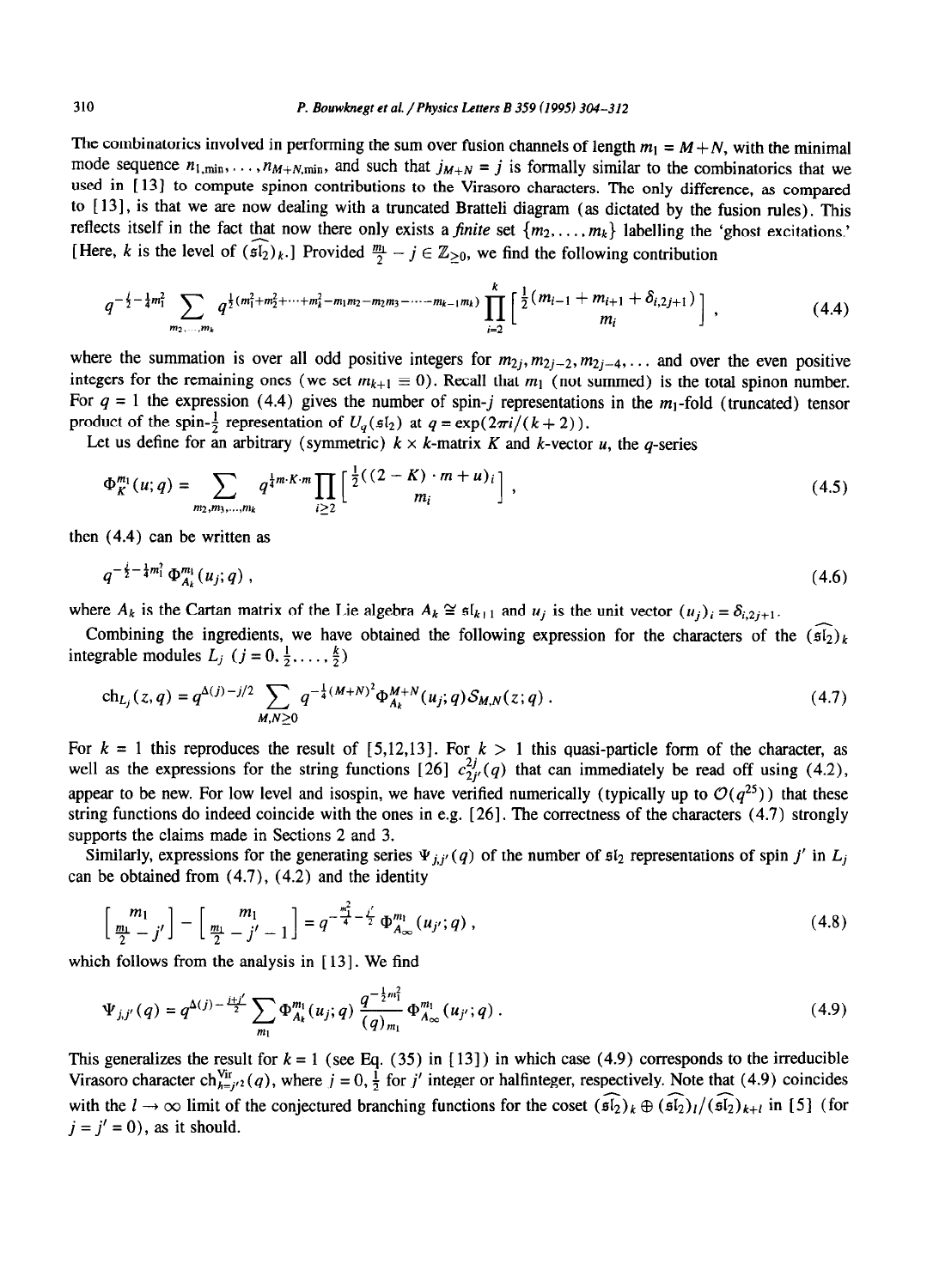The combinatorics involved in performing the sum over fusion channels of length $m_1 = M+N$, with the minimal mode sequence $n_{1,\min}, \ldots, n_{M+N,\min}$, and such that $j_{M+N} = j$ is formally similar to the combinatorics that we used in [13] to compute spinon contributions to the Virasoro characters. The only difference, as compared to [13], is that we are now dealing with a truncated Bratteli diagram (as dictated by the fusion rules). This reflects itself in the fact that now there only exists a *finite* set $\{m_2, \ldots, m_k\}$ labelling the 'ghost excitations.' [Here, $k$ is the level of $(\widehat{\mathfrak{sl}_2})_k$.] Provided $\frac{m_1}{2} - j \in \mathbb{Z}_{\geq 0}$, we find the following contribution

$$q^{-\frac{j}{2}-\frac{1}{4}m_1^2} \sum_{m_2,\ldots,m_k} q^{\frac{1}{2}(m_1^2+m_2^2+\cdots+m_k^2-m_1m_2-m_2m_3-\cdots-m_{k-1}m_k)} \prod_{i=2}^{k} \begin{bmatrix} \frac{1}{2}(m_{i-1}+m_{i+1}+\delta_{i,2j+1}) \\ m_i \end{bmatrix}, \tag{4.4}$$

where the summation is over all odd positive integers for $m_{2j}, m_{2j-2}, m_{2j-4}, \ldots$ and over the even positive integers for the remaining ones (we set $m_{k+1} \equiv 0$). Recall that $m_1$ (not summed) is the total spinon number. For $q = 1$ the expression (4.4) gives the number of spin-$j$ representations in the $m_1$-fold (truncated) tensor product of the spin-$\frac{1}{2}$ representation of $U_q(\mathfrak{sl}_2)$ at $q = \exp(2\pi i/(k+2))$.

Let us define for an arbitrary (symmetric) $k \times k$-matrix $K$ and $k$-vector $u$, the $q$-series

$$\Phi_K^{m_1}(u;q) = \sum_{m_2,m_3,\ldots,m_k} q^{\frac{1}{4}m\cdot K\cdot m} \prod_{i\geq 2} \begin{bmatrix} \frac{1}{2}((2-K)\cdot m + u)_i \\ m_i \end{bmatrix}, \tag{4.5}$$

then (4.4) can be written as

$$q^{-\frac{j}{2}-\frac{1}{4}m_1^2}\, \Phi_{A_k}^{m_1}(u_j;q), \tag{4.6}$$

where $A_k$ is the Cartan matrix of the Lie algebra $A_k \cong \mathfrak{sl}_{k+1}$ and $u_j$ is the unit vector $(u_j)_i = \delta_{i,2j+1}$.

Combining the ingredients, we have obtained the following expression for the characters of the $(\widehat{\mathfrak{sl}_2})_k$ integrable modules $L_j$ ($j = 0, \frac{1}{2}, \ldots, \frac{k}{2}$)

$$\mathrm{ch}_{L_j}(z,q) = q^{\Delta(j)-j/2} \sum_{M,N\geq 0} q^{-\frac{1}{4}(M+N)^2} \Phi_{A_k}^{M+N}(u_j;q)\, S_{M,N}(z;q). \tag{4.7}$$

For $k = 1$ this reproduces the result of [5,12,13]. For $k > 1$ this quasi-particle form of the character, as well as the expressions for the string functions [26] $c_{2j'}^{2j}(q)$ that can immediately be read off using (4.2), appear to be new. For low level and isospin, we have verified numerically (typically up to $\mathcal{O}(q^{25})$) that these string functions do indeed coincide with the ones in e.g. [26]. The correctness of the characters (4.7) strongly supports the claims made in Sections 2 and 3.

Similarly, expressions for the generating series $\Psi_{j,j'}(q)$ of the number of $\mathfrak{sl}_2$ representations of spin $j'$ in $L_j$ can be obtained from (4.7), (4.2) and the identity

$$\begin{bmatrix} m_1 \\ \frac{m_1}{2}-j' \end{bmatrix} - \begin{bmatrix} m_1 \\ \frac{m_1}{2}-j'-1 \end{bmatrix} = q^{-\frac{m_1^2}{4}-\frac{j'}{2}}\, \Phi_{A_\infty}^{m_1}(u_{j'};q), \tag{4.8}$$

which follows from the analysis in [13]. We find

$$\Psi_{j,j'}(q) = q^{\Delta(j)-\frac{j+j'}{2}} \sum_{m_1} \Phi_{A_k}^{m_1}(u_j;q)\, \frac{q^{-\frac{1}{2}m_1^2}}{(q)_{m_1}}\, \Phi_{A_\infty}^{m_1}(u_{j'};q). \tag{4.9}$$

This generalizes the result for $k = 1$ (see Eq. (35) in [13]) in which case (4.9) corresponds to the irreducible Virasoro character $\mathrm{ch}_{h=j'^2}^{\mathrm{Vir}}(q)$, where $j = 0, \frac{1}{2}$ for $j'$ integer or halfinteger, respectively. Note that (4.9) coincides with the $l \to \infty$ limit of the conjectured branching functions for the coset $(\widehat{\mathfrak{sl}_2})_k \oplus (\widehat{\mathfrak{sl}_2})_l/(\widehat{\mathfrak{sl}_2})_{k+l}$ in [5] (for $j = j' = 0$), as it should.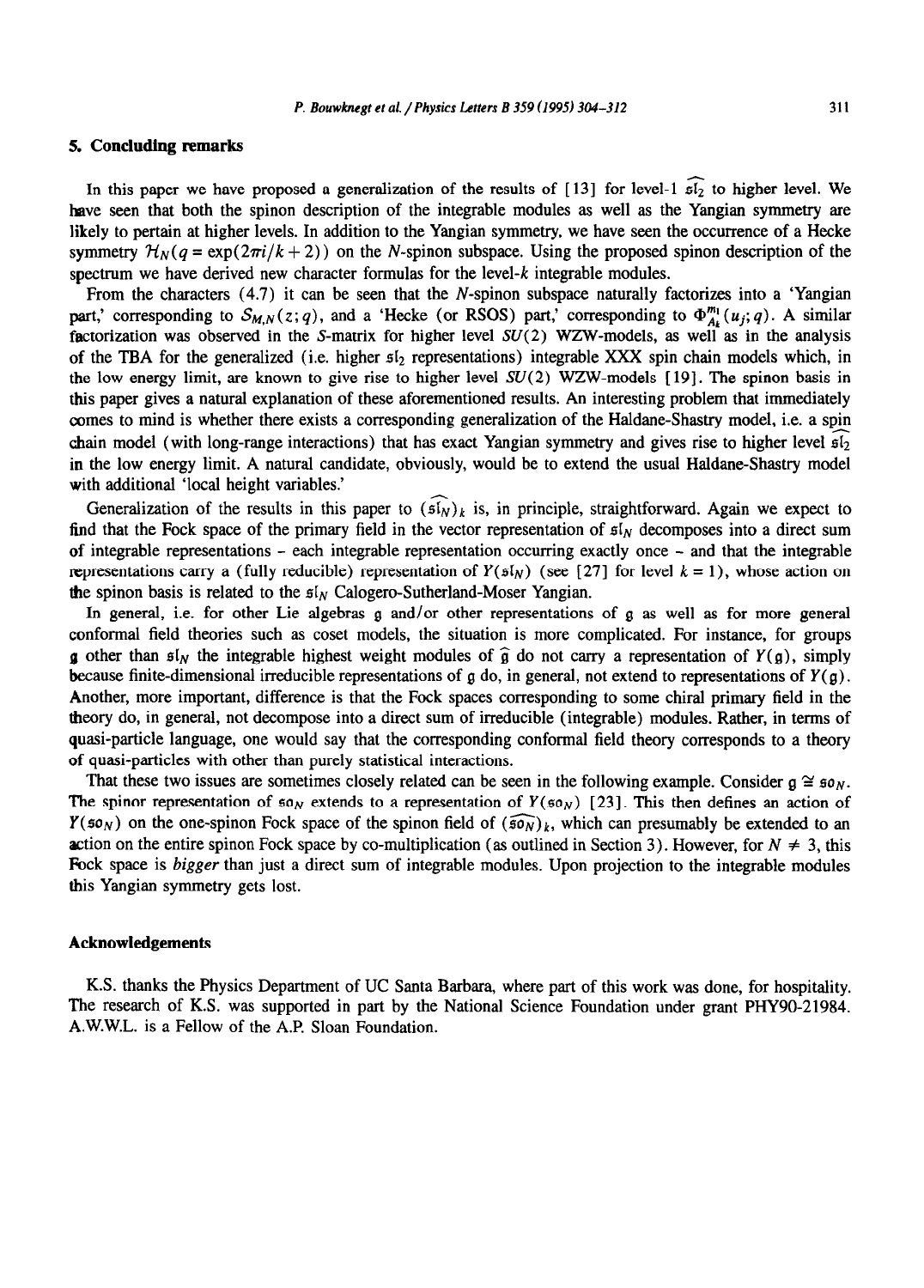## 5. Concluding remarks

In this paper we have proposed a generalization of the results of [13] for level-1 $\widehat{\mathfrak{sl}_2}$ to higher level. We have seen that both the spinon description of the integrable modules as well as the Yangian symmetry are likely to pertain at higher levels. In addition to the Yangian symmetry, we have seen the occurrence of a Hecke symmetry $\mathcal{H}_N(q = \exp(2\pi i/k+2))$ on the $N$-spinon subspace. Using the proposed spinon description of the spectrum we have derived new character formulas for the level-$k$ integrable modules.

From the characters (4.7) it can be seen that the $N$-spinon subspace naturally factorizes into a 'Yangian part,' corresponding to $S_{M,N}(z;q)$, and a 'Hecke (or RSOS) part,' corresponding to $\Phi^{m_1}_{A_k}(u_j;q)$. A similar factorization was observed in the $S$-matrix for higher level $SU(2)$ WZW-models, as well as in the analysis of the TBA for the generalized (i.e. higher $\mathfrak{sl}_2$ representations) integrable XXX spin chain models which, in the low energy limit, are known to give rise to higher level $SU(2)$ WZW-models [19]. The spinon basis in this paper gives a natural explanation of these aforementioned results. An interesting problem that immediately comes to mind is whether there exists a corresponding generalization of the Haldane-Shastry model, i.e. a spin chain model (with long-range interactions) that has exact Yangian symmetry and gives rise to higher level $\widehat{\mathfrak{sl}_2}$ in the low energy limit. A natural candidate, obviously, would be to extend the usual Haldane-Shastry model with additional 'local height variables.'

Generalization of the results in this paper to $(\widehat{\mathfrak{sl}_N})_k$ is, in principle, straightforward. Again we expect to find that the Fock space of the primary field in the vector representation of $\mathfrak{sl}_N$ decomposes into a direct sum of integrable representations - each integrable representation occurring exactly once - and that the integrable representations carry a (fully reducible) representation of $Y(\mathfrak{sl}_N)$ (see [27] for level $k=1$), whose action on the spinon basis is related to the $\mathfrak{sl}_N$ Calogero-Sutherland-Moser Yangian.

In general, i.e. for other Lie algebras $\mathfrak{g}$ and/or other representations of $\mathfrak{g}$ as well as for more general conformal field theories such as coset models, the situation is more complicated. For instance, for groups $\mathfrak{g}$ other than $\mathfrak{sl}_N$ the integrable highest weight modules of $\widehat{\mathfrak{g}}$ do not carry a representation of $Y(\mathfrak{g})$, simply because finite-dimensional irreducible representations of $\mathfrak{g}$ do, in general, not extend to representations of $Y(\mathfrak{g})$. Another, more important, difference is that the Fock spaces corresponding to some chiral primary field in the theory do, in general, not decompose into a direct sum of irreducible (integrable) modules. Rather, in terms of quasi-particle language, one would say that the corresponding conformal field theory corresponds to a theory of quasi-particles with other than purely statistical interactions.

That these two issues are sometimes closely related can be seen in the following example. Consider $\mathfrak{g} \cong \mathfrak{so}_N$. The spinor representation of $\mathfrak{so}_N$ extends to a representation of $Y(\mathfrak{so}_N)$ [23]. This then defines an action of $Y(\mathfrak{so}_N)$ on the one-spinon Fock space of the spinon field of $(\widehat{\mathfrak{so}_N})_k$, which can presumably be extended to an action on the entire spinon Fock space by co-multiplication (as outlined in Section 3). However, for $N \neq 3$, this Fock space is *bigger* than just a direct sum of integrable modules. Upon projection to the integrable modules this Yangian symmetry gets lost.

### Acknowledgements

K.S. thanks the Physics Department of UC Santa Barbara, where part of this work was done, for hospitality. The research of K.S. was supported in part by the National Science Foundation under grant PHY90-21984. A.W.W.L. is a Fellow of the A.P. Sloan Foundation.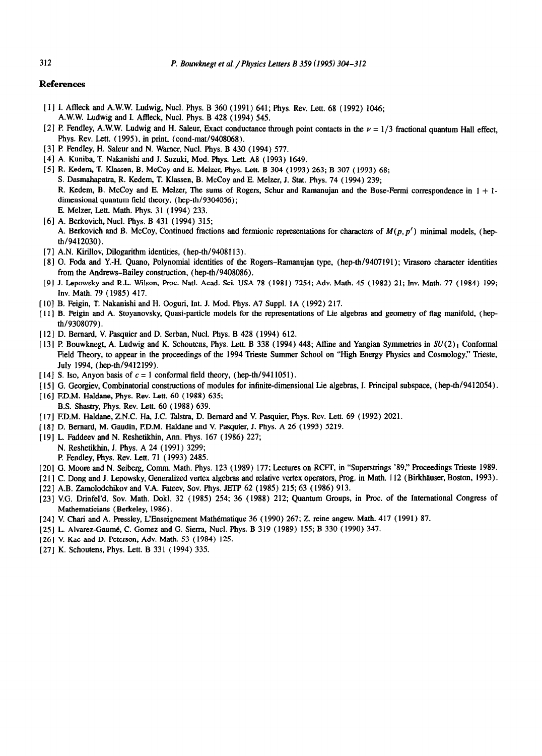## References

[1] I. Affleck and A.W.W. Ludwig, Nucl. Phys. B 360 (1991) 641; Phys. Rev. Lett. 68 (1992) 1046; A.W.W. Ludwig and I. Affleck, Nucl. Phys. B 428 (1994) 545.

[2] P. Fendley, A.W.W. Ludwig and H. Saleur, Exact conductance through point contacts in the $\nu = 1/3$ fractional quantum Hall effect, Phys. Rev. Lett. (1995), in print, (cond-mat/9408068).

[3] P. Fendley, H. Saleur and N. Warner, Nucl. Phys. B 430 (1994) 577.

[4] A. Kuniba, T. Nakanishi and J. Suzuki, Mod. Phys. Lett. A8 (1993) 1649.

[5] R. Kedem, T. Klassen, B. McCoy and E. Melzer, Phys. Lett. B 304 (1993) 263; B 307 (1993) 68; S. Dasmahapatra, R. Kedem, T. Klassen, B. McCoy and E. Melzer, J. Stat. Phys. 74 (1994) 239; R. Kedem, B. McCoy and E. Melzer, The sums of Rogers, Schur and Ramanujan and the Bose-Fermi correspondence in 1 + 1-dimensional quantum field theory, (hep-th/9304056); E. Melzer, Lett. Math. Phys. 31 (1994) 233.

[6] A. Berkovich, Nucl. Phys. B 431 (1994) 315; A. Berkovich and B. McCoy, Continued fractions and fermionic representations for characters of $M(p,p')$ minimal models, (hep-th/9412030).

[7] A.N. Kirillov, Dilogarithm identities, (hep-th/9408113).

[8] O. Foda and Y.-H. Quano, Polynomial identities of the Rogers-Ramanujan type, (hep-th/9407191); Virasoro character identities from the Andrews-Bailey construction, (hep-th/9408086).

[9] J. Lepowsky and R.L. Wilson, Proc. Natl. Acad. Sci. USA 78 (1981) 7254; Adv. Math. 45 (1982) 21; Inv. Math. 77 (1984) 199; Inv. Math. 79 (1985) 417.

[10] B. Feigin, T. Nakanishi and H. Ooguri, Int. J. Mod. Phys. A7 Suppl. 1A (1992) 217.

[11] B. Feigin and A. Stoyanovsky, Quasi-particle models for the representations of Lie algebras and geometry of flag manifold, (hep-th/9308079).

[12] D. Bernard, V. Pasquier and D. Serban, Nucl. Phys. B 428 (1994) 612.

[13] P. Bouwknegt, A. Ludwig and K. Schoutens, Phys. Lett. B 338 (1994) 448; Affine and Yangian Symmetries in $SU(2)_1$ Conformal Field Theory, to appear in the proceedings of the 1994 Trieste Summer School on "High Energy Physics and Cosmology," Trieste, July 1994, (hep-th/9412199).

[14] S. Iso, Anyon basis of $c = 1$ conformal field theory, (hep-th/9411051).

[15] G. Georgiev, Combinatorial constructions of modules for infinite-dimensional Lie algebras, I. Principal subspace, (hep-th/9412054).

[16] F.D.M. Haldane, Phys. Rev. Lett. 60 (1988) 635; B.S. Shastry, Phys. Rev. Lett. 60 (1988) 639.

[17] F.D.M. Haldane, Z.N.C. Ha, J.C. Talstra, D. Bernard and V. Pasquier, Phys. Rev. Lett. 69 (1992) 2021.

[18] D. Bernard, M. Gaudin, F.D.M. Haldane and V. Pasquier, J. Phys. A 26 (1993) 5219.

[19] L. Faddeev and N. Reshetikhin, Ann. Phys. 167 (1986) 227; N. Reshetikhin, J. Phys. A 24 (1991) 3299; P. Fendley, Phys. Rev. Lett. 71 (1993) 2485.

[20] G. Moore and N. Seiberg, Comm. Math. Phys. 123 (1989) 177; Lectures on RCFT, in "Superstrings '89," Proceedings Trieste 1989.

[21] C. Dong and J. Lepowsky, Generalized vertex algebras and relative vertex operators, Prog. in Math. 112 (Birkhäuser, Boston, 1993).

[22] A.B. Zamolodchikov and V.A. Fateev, Sov. Phys. JETP 62 (1985) 215; 63 (1986) 913.

[23] V.G. Drinfel'd, Sov. Math. Dokl. 32 (1985) 254; 36 (1988) 212; Quantum Groups, in Proc. of the International Congress of Mathematicians (Berkeley, 1986).

[24] V. Chari and A. Pressley, L'Enseignement Mathématique 36 (1990) 267; Z. reine angew. Math. 417 (1991) 87.

[25] L. Alvarez-Gaumé, C. Gomez and G. Sierra, Nucl. Phys. B 319 (1989) 155; B 330 (1990) 347.

[26] V. Kac and D. Peterson, Adv. Math. 53 (1984) 125.

[27] K. Schoutens, Phys. Lett. B 331 (1994) 335.